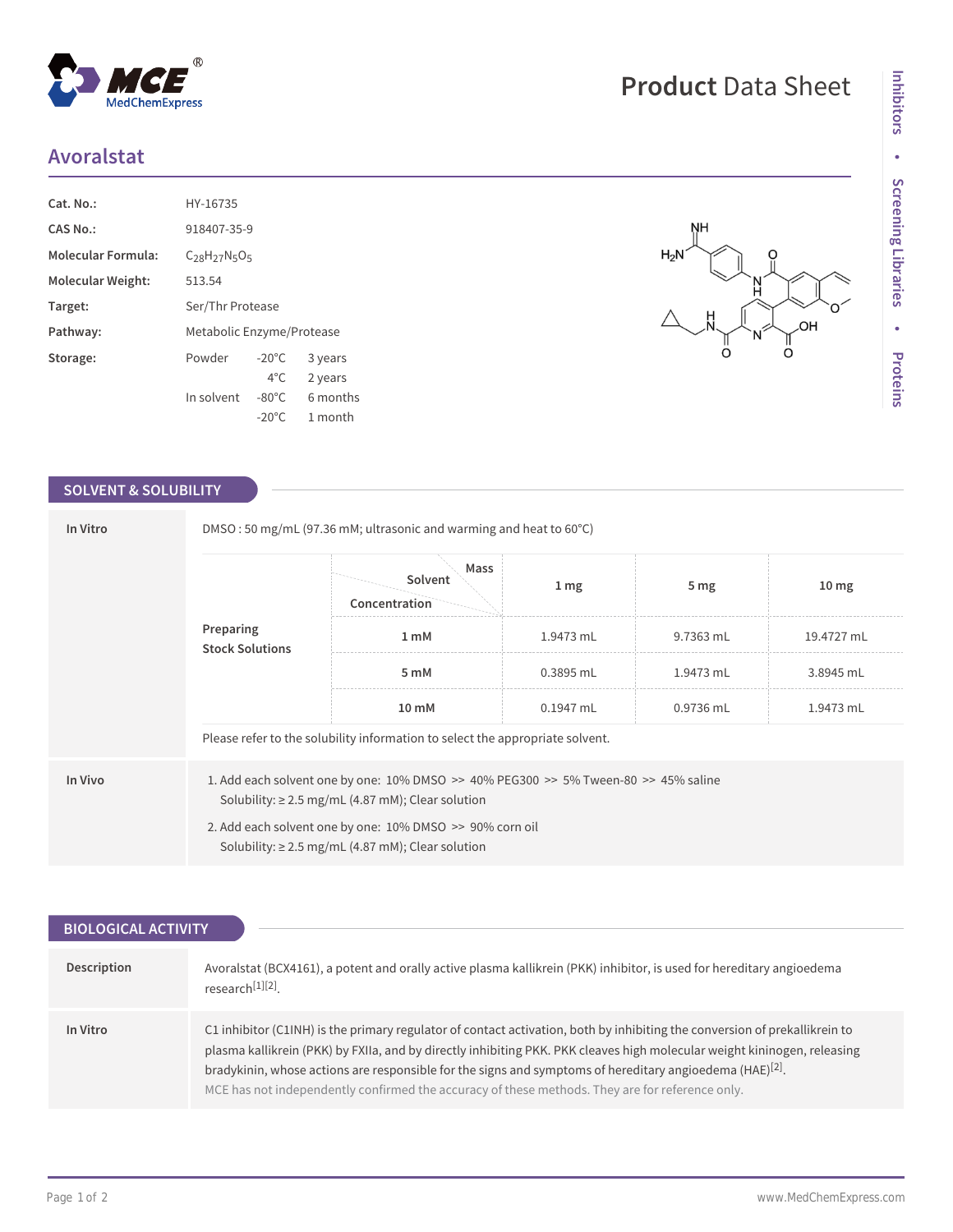# Product Data Sheet

## Avoralstat

| | |
|---|---|
| **Cat. No.:** | HY-16735 |
| **CAS No.:** | 918407-35-9 |
| **Molecular Formula:** | $C_{28}H_{27}N_5O_5$ |
| **Molecular Weight:** | 513.54 |
| **Target:** | Ser/Thr Protease |
| **Pathway:** | Metabolic Enzyme/Protease |
| **Storage:** | Powder -20°C 3 years; 4°C 2 years; In solvent -80°C 6 months; -20°C 1 month |

## SOLVENT & SOLUBILITY

**In Vitro**

DMSO : 50 mg/mL (97.36 mM; ultrasonic and warming and heat to 60°C)

**Preparing Stock Solutions**

| Concentration \ Solvent \ Mass | 1 mg | 5 mg | 10 mg |
|---|---|---|---|
| 1 mM | 1.9473 mL | 9.7363 mL | 19.4727 mL |
| 5 mM | 0.3895 mL | 1.9473 mL | 3.8945 mL |
| 10 mM | 0.1947 mL | 0.9736 mL | 1.9473 mL |

Please refer to the solubility information to select the appropriate solvent.

**In Vivo**

1. Add each solvent one by one: 10% DMSO >> 40% PEG300 >> 5% Tween-80 >> 45% saline
   Solubility: ≥ 2.5 mg/mL (4.87 mM); Clear solution
2. Add each solvent one by one: 10% DMSO >> 90% corn oil
   Solubility: ≥ 2.5 mg/mL (4.87 mM); Clear solution

## BIOLOGICAL ACTIVITY

**Description**

Avoralstat (BCX4161), a potent and orally active plasma kallikrein (PKK) inhibitor, is used for hereditary angioedema research[1][2].

**In Vitro**

C1 inhibitor (C1INH) is the primary regulator of contact activation, both by inhibiting the conversion of prekallikrein to plasma kallikrein (PKK) by FXIIa, and by directly inhibiting PKK. PKK cleaves high molecular weight kininogen, releasing bradykinin, whose actions are responsible for the signs and symptoms of hereditary angioedema (HAE)[2].

MCE has not independently confirmed the accuracy of these methods. They are for reference only.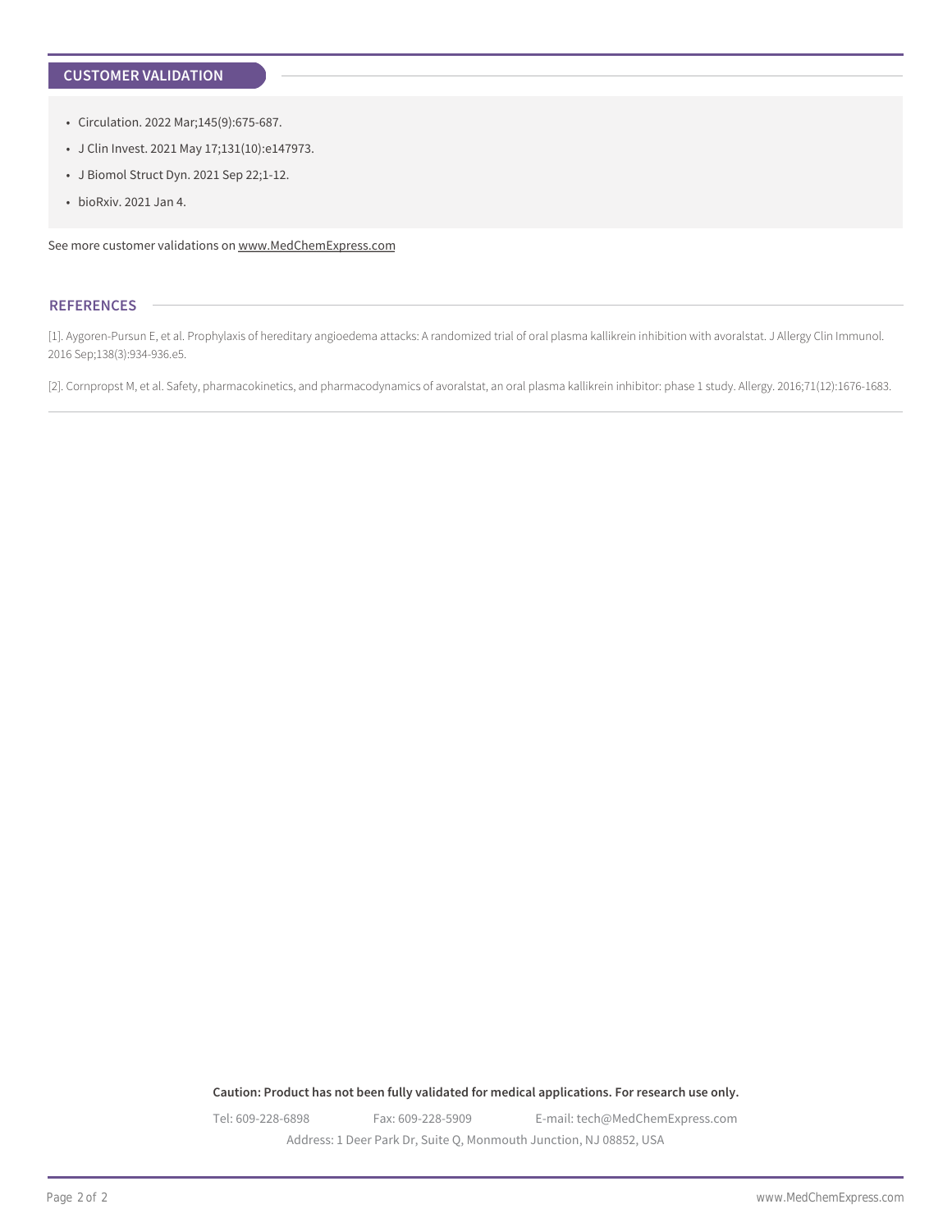## CUSTOMER VALIDATION

- Circulation. 2022 Mar;145(9):675-687.
- J Clin Invest. 2021 May 17;131(10):e147973.
- J Biomol Struct Dyn. 2021 Sep 22;1-12.
- bioRxiv. 2021 Jan 4.

See more customer validations on www.MedChemExpress.com

## REFERENCES

[1]. Aygoren-Pursun E, et al. Prophylaxis of hereditary angioedema attacks: A randomized trial of oral plasma kallikrein inhibition with avoralstat. J Allergy Clin Immunol. 2016 Sep;138(3):934-936.e5.

[2]. Cornpropst M, et al. Safety, pharmacokinetics, and pharmacodynamics of avoralstat, an oral plasma kallikrein inhibitor: phase 1 study. Allergy. 2016;71(12):1676-1683.

**Caution: Product has not been fully validated for medical applications. For research use only.**

Tel: 609-228-6898 Fax: 609-228-5909 E-mail: tech@MedChemExpress.com

Address: 1 Deer Park Dr, Suite Q, Monmouth Junction, NJ 08852, USA